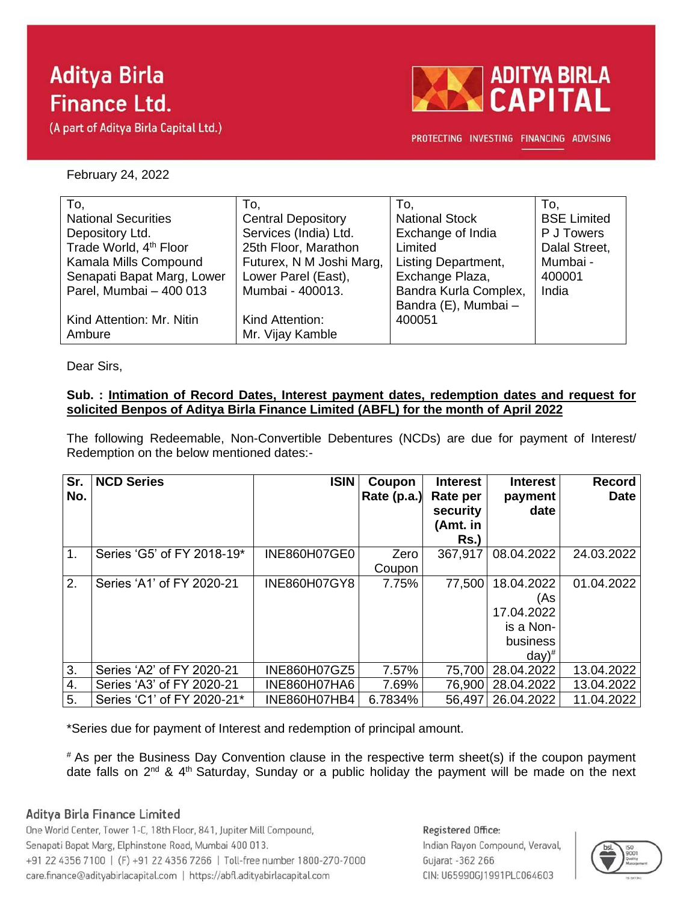# Aditya Birla Finance Ltd.

(A part of Aditya Birla Capital Ltd.)

ADITYA BIRLA CAPITAL

PROTECTING INVESTING FINANCING ADVISING

February 24, 2022

| To, National Securities Depository Ltd. Trade World, 4th Floor Kamala Mills Compound Senapati Bapat Marg, Lower Parel, Mumbai – 400 013 Kind Attention: Mr. Nitin Ambure | To, Central Depository Services (India) Ltd. 25th Floor, Marathon Futurex, N M Joshi Marg, Lower Parel (East), Mumbai - 400013. Kind Attention: Mr. Vijay Kamble | To, National Stock Exchange of India Limited Listing Department, Exchange Plaza, Bandra Kurla Complex, Bandra (E), Mumbai – 400051 | To, BSE Limited P J Towers Dalal Street, Mumbai - 400001 India |
|---|---|---|---|

Dear Sirs,

**Sub. : <u>Intimation of Record Dates, Interest payment dates, redemption dates and request for solicited Benpos of Aditya Birla Finance Limited (ABFL) for the month of April 2022</u>**

The following Redeemable, Non-Convertible Debentures (NCDs) are due for payment of Interest/ Redemption on the below mentioned dates:-

| Sr. No. | NCD Series | ISIN | Coupon Rate (p.a.) | Interest Rate per security (Amt. in Rs.) | Interest payment date | Record Date |
|---|---|---|---|---|---|---|
| 1. | Series 'G5' of FY 2018-19* | INE860H07GE0 | Zero Coupon | 367,917 | 08.04.2022 | 24.03.2022 |
| 2. | Series 'A1' of FY 2020-21 | INE860H07GY8 | 7.75% | 77,500 | 18.04.2022 (As 17.04.2022 is a Non-business day)# | 01.04.2022 |
| 3. | Series 'A2' of FY 2020-21 | INE860H07GZ5 | 7.57% | 75,700 | 28.04.2022 | 13.04.2022 |
| 4. | Series 'A3' of FY 2020-21 | INE860H07HA6 | 7.69% | 76,900 | 28.04.2022 | 13.04.2022 |
| 5. | Series 'C1' of FY 2020-21* | INE860H07HB4 | 6.7834% | 56,497 | 26.04.2022 | 11.04.2022 |

*Series due for payment of Interest and redemption of principal amount.

# As per the Business Day Convention clause in the respective term sheet(s) if the coupon payment date falls on 2nd & 4th Saturday, Sunday or a public holiday the payment will be made on the next

**Aditya Birla Finance Limited**

One World Center, Tower 1-C, 18th Floor, 841, Jupiter Mill Compound, Senapati Bapat Marg, Elphinstone Road, Mumbai 400 013.
+91 22 4356 7100 | (F) +91 22 4356 7266 | Toll-free number 1800-270-7000
care.finance@adityabirlacapital.com | https://abfl.adityabirlacapital.com

**Registered Office:**
Indian Rayon Compound, Veraval, Gujarat -362 266
CIN: U65990GJ1991PLC064603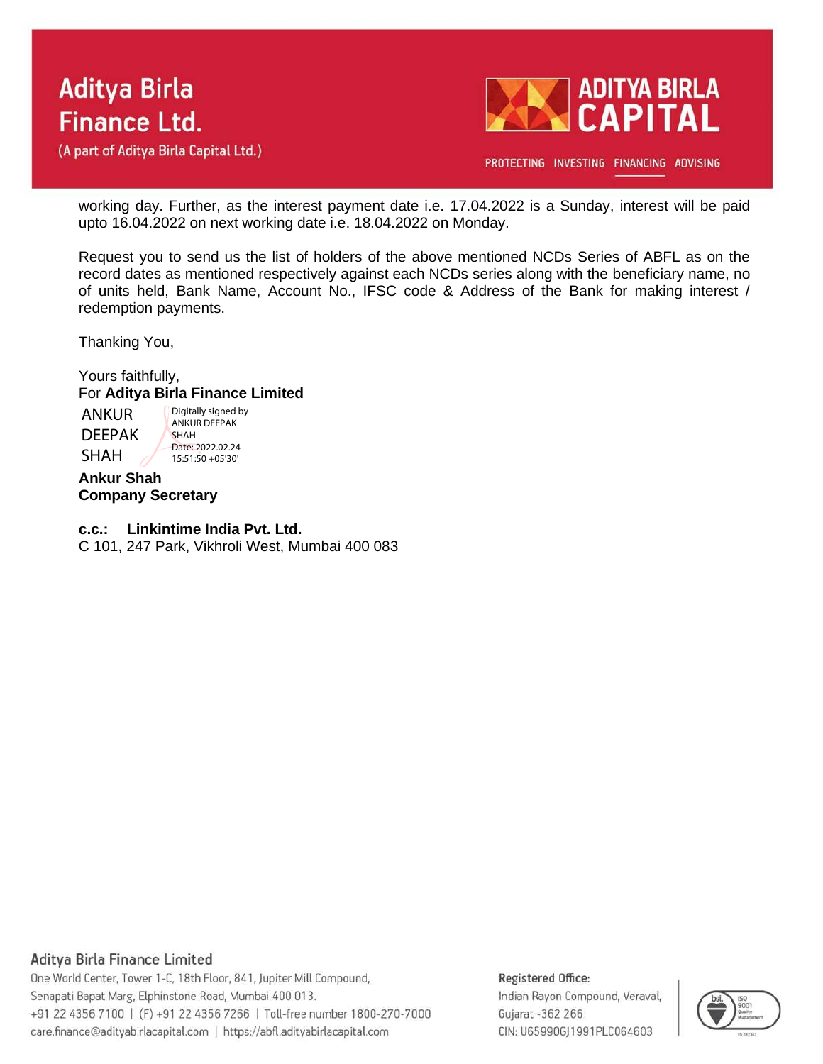working day. Further, as the interest payment date i.e. 17.04.2022 is a Sunday, interest will be paid upto 16.04.2022 on next working date i.e. 18.04.2022 on Monday.

Request you to send us the list of holders of the above mentioned NCDs Series of ABFL as on the record dates as mentioned respectively against each NCDs series along with the beneficiary name, no of units held, Bank Name, Account No., IFSC code & Address of the Bank for making interest / redemption payments.

Thanking You,

Yours faithfully,
For **Aditya Birla Finance Limited**

ANKUR DEEPAK SHAH

Digitally signed by ANKUR DEEPAK SHAH
Date: 2022.02.24 15:51:50 +05'30'

**Ankur Shah**
**Company Secretary**

**c.c.: Linkintime India Pvt. Ltd.**
C 101, 247 Park, Vikhroli West, Mumbai 400 083